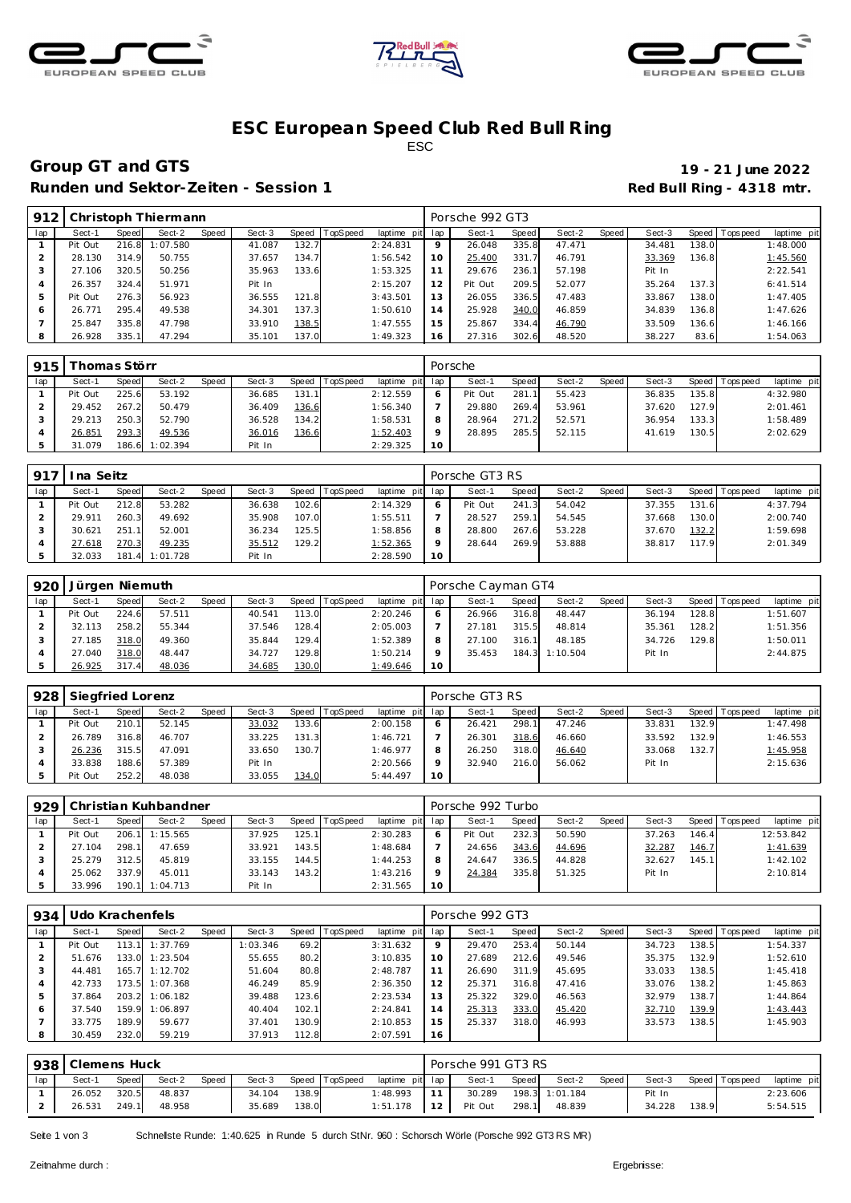# ESC European Speed Club Red Bull Ring

ESC

## Group GT and GTS

**19 - 21 June 2022**

## Runden und Sektor-Zeiten - Session 1

**Red Bull Ring - 4318 mtr.**

| 912 | Christoph Thiermann | | | | | | | | Porsche 992 GT3 | | | | | | | | |
|---|---|---|---|---|---|---|---|---|---|---|---|---|---|---|---|---|---|
| lap | Sect-1 | Speed | Sect-2 | Speed | Sect-3 | Speed | TopSpeed | laptime pit | lap | Sect-1 | Speed | Sect-2 | Speed | Sect-3 | Speed | Topspeed | laptime pit |
| 1 | Pit Out | 216.8 | 1:07.580 | | 41.087 | 132.7 | | 2:24.831 | 9 | 26.048 | 335.8 | 47.471 | | 34.481 | 138.0 | | 1:48.000 |
| 2 | 28.130 | 314.9 | 50.755 | | 37.657 | 134.7 | | 1:56.542 | 10 | 25.400 | 331.7 | 46.791 | | 33.369 | 136.8 | | 1:45.560 |
| 3 | 27.106 | 320.5 | 50.256 | | 35.963 | 133.6 | | 1:53.325 | 11 | 29.676 | 236.1 | 57.198 | | Pit In | | | 2:22.541 |
| 4 | 26.357 | 324.4 | 51.971 | | Pit In | | | 2:15.207 | 12 | Pit Out | 209.5 | 52.077 | | 35.264 | 137.3 | | 6:41.514 |
| 5 | Pit Out | 276.3 | 56.923 | | 36.555 | 121.8 | | 3:43.501 | 13 | 26.055 | 336.5 | 47.483 | | 33.867 | 138.0 | | 1:47.405 |
| 6 | 26.771 | 295.4 | 49.538 | | 34.301 | 137.3 | | 1:50.610 | 14 | 25.928 | 340.0 | 46.859 | | 34.839 | 136.8 | | 1:47.626 |
| 7 | 25.847 | 335.8 | 47.798 | | 33.910 | 138.5 | | 1:47.555 | 15 | 25.867 | 334.4 | 46.790 | | 33.509 | 136.6 | | 1:46.166 |
| 8 | 26.928 | 335.1 | 47.294 | | 35.101 | 137.0 | | 1:49.323 | 16 | 27.316 | 302.6 | 48.520 | | 38.227 | 83.6 | | 1:54.063 |

| 915 | Thomas Störr | | | | | | | | Porsche | | | | | | | | |
|---|---|---|---|---|---|---|---|---|---|---|---|---|---|---|---|---|---|
| lap | Sect-1 | Speed | Sect-2 | Speed | Sect-3 | Speed | TopSpeed | laptime pit | lap | Sect-1 | Speed | Sect-2 | Speed | Sect-3 | Speed | Topspeed | laptime pit |
| 1 | Pit Out | 225.6 | 53.192 | | 36.685 | 131.1 | | 2:12.559 | 6 | Pit Out | 281.1 | 55.423 | | 36.835 | 135.8 | | 4:32.980 |
| 2 | 29.452 | 267.2 | 50.479 | | 36.409 | 136.6 | | 1:56.340 | 7 | 29.880 | 269.4 | 53.961 | | 37.620 | 127.9 | | 2:01.461 |
| 3 | 29.213 | 250.3 | 52.790 | | 36.528 | 134.2 | | 1:58.531 | 8 | 28.964 | 271.2 | 52.571 | | 36.954 | 133.3 | | 1:58.489 |
| 4 | 26.851 | 293.3 | 49.536 | | 36.016 | 136.6 | | 1:52.403 | 9 | 28.895 | 285.5 | 52.115 | | 41.619 | 130.5 | | 2:02.629 |
| 5 | 31.079 | 186.6 | 1:02.394 | | Pit In | | | 2:29.325 | 10 | | | | | | | | |

| 917 | Ina Seitz | | | | | | | | Porsche GT3 RS | | | | | | | | |
|---|---|---|---|---|---|---|---|---|---|---|---|---|---|---|---|---|---|
| lap | Sect-1 | Speed | Sect-2 | Speed | Sect-3 | Speed | TopSpeed | laptime pit | lap | Sect-1 | Speed | Sect-2 | Speed | Sect-3 | Speed | Topspeed | laptime pit |
| 1 | Pit Out | 212.8 | 53.282 | | 36.638 | 102.6 | | 2:14.329 | 6 | Pit Out | 241.3 | 54.042 | | 37.355 | 131.6 | | 4:37.794 |
| 2 | 29.911 | 260.3 | 49.692 | | 35.908 | 107.0 | | 1:55.511 | 7 | 28.527 | 259.1 | 54.545 | | 37.668 | 130.0 | | 2:00.740 |
| 3 | 30.621 | 251.1 | 52.001 | | 36.234 | 125.5 | | 1:58.856 | 8 | 28.800 | 267.6 | 53.228 | | 37.670 | 132.2 | | 1:59.698 |
| 4 | 27.618 | 270.3 | 49.235 | | 35.512 | 129.2 | | 1:52.365 | 9 | 28.644 | 269.9 | 53.888 | | 38.817 | 117.9 | | 2:01.349 |
| 5 | 32.033 | 181.4 | 1:01.728 | | Pit In | | | 2:28.590 | 10 | | | | | | | | |

| 920 | Jürgen Niemuth | | | | | | | | Porsche Cayman GT4 | | | | | | | | |
|---|---|---|---|---|---|---|---|---|---|---|---|---|---|---|---|---|---|
| lap | Sect-1 | Speed | Sect-2 | Speed | Sect-3 | Speed | TopSpeed | laptime pit | lap | Sect-1 | Speed | Sect-2 | Speed | Sect-3 | Speed | Topspeed | laptime pit |
| 1 | Pit Out | 224.6 | 57.511 | | 40.541 | 113.0 | | 2:20.246 | 6 | 26.966 | 316.8 | 48.447 | | 36.194 | 128.8 | | 1:51.607 |
| 2 | 32.113 | 258.2 | 55.344 | | 37.546 | 128.4 | | 2:05.003 | 7 | 27.181 | 315.5 | 48.814 | | 35.361 | 128.2 | | 1:51.356 |
| 3 | 27.185 | 318.0 | 49.360 | | 35.844 | 129.4 | | 1:52.389 | 8 | 27.100 | 316.1 | 48.185 | | 34.726 | 129.8 | | 1:50.011 |
| 4 | 27.040 | 318.0 | 48.447 | | 34.727 | 129.8 | | 1:50.214 | 9 | 35.453 | 184.3 | 1:10.504 | | Pit In | | | 2:44.875 |
| 5 | 26.925 | 317.4 | 48.036 | | 34.685 | 130.0 | | 1:49.646 | 10 | | | | | | | | |

| 928 | Siegfried Lorenz | | | | | | | | Porsche GT3 RS | | | | | | | | |
|---|---|---|---|---|---|---|---|---|---|---|---|---|---|---|---|---|---|
| lap | Sect-1 | Speed | Sect-2 | Speed | Sect-3 | Speed | TopSpeed | laptime pit | lap | Sect-1 | Speed | Sect-2 | Speed | Sect-3 | Speed | Topspeed | laptime pit |
| 1 | Pit Out | 210.1 | 52.145 | | 33.032 | 133.6 | | 2:00.158 | 6 | 26.421 | 298.1 | 47.246 | | 33.831 | 132.9 | | 1:47.498 |
| 2 | 26.789 | 316.8 | 46.707 | | 33.225 | 131.3 | | 1:46.721 | 7 | 26.301 | 318.6 | 46.660 | | 33.592 | 132.9 | | 1:46.553 |
| 3 | 26.236 | 315.5 | 47.091 | | 33.650 | 130.7 | | 1:46.977 | 8 | 26.250 | 318.0 | 46.640 | | 33.068 | 132.7 | | 1:45.958 |
| 4 | 33.838 | 188.6 | 57.389 | | Pit In | | | 2:20.566 | 9 | 32.940 | 216.0 | 56.062 | | Pit In | | | 2:15.636 |
| 5 | Pit Out | 252.2 | 48.038 | | 33.055 | 134.0 | | 5:44.497 | 10 | | | | | | | | |

| 929 | Christian Kuhbandner | | | | | | | | Porsche 992 Turbo | | | | | | | | |
|---|---|---|---|---|---|---|---|---|---|---|---|---|---|---|---|---|---|
| lap | Sect-1 | Speed | Sect-2 | Speed | Sect-3 | Speed | TopSpeed | laptime pit | lap | Sect-1 | Speed | Sect-2 | Speed | Sect-3 | Speed | Topspeed | laptime pit |
| 1 | Pit Out | 206.1 | 1:15.565 | | 37.925 | 125.1 | | 2:30.283 | 6 | Pit Out | 232.3 | 50.590 | | 37.263 | 146.4 | | 12:53.842 |
| 2 | 27.104 | 298.1 | 47.659 | | 33.921 | 143.5 | | 1:48.684 | 7 | 24.656 | 343.6 | 44.696 | | 32.287 | 146.7 | | 1:41.639 |
| 3 | 25.279 | 312.5 | 45.819 | | 33.155 | 144.5 | | 1:44.253 | 8 | 24.647 | 336.5 | 44.828 | | 32.627 | 145.1 | | 1:42.102 |
| 4 | 25.062 | 337.9 | 45.011 | | 33.143 | 143.2 | | 1:43.216 | 9 | 24.384 | 335.8 | 51.325 | | Pit In | | | 2:10.814 |
| 5 | 33.996 | 190.1 | 1:04.713 | | Pit In | | | 2:31.565 | 10 | | | | | | | | |

| 934 | Udo Krachenfels | | | | | | | | Porsche 992 GT3 | | | | | | | | |
|---|---|---|---|---|---|---|---|---|---|---|---|---|---|---|---|---|---|
| lap | Sect-1 | Speed | Sect-2 | Speed | Sect-3 | Speed | TopSpeed | laptime pit | lap | Sect-1 | Speed | Sect-2 | Speed | Sect-3 | Speed | Topspeed | laptime pit |
| 1 | Pit Out | 113.1 | 1:37.769 | | 1:03.346 | 69.2 | | 3:31.632 | 9 | 29.470 | 253.4 | 50.144 | | 34.723 | 138.5 | | 1:54.337 |
| 2 | 51.676 | 133.0 | 1:23.504 | | 55.655 | 80.2 | | 3:10.835 | 10 | 27.689 | 212.6 | 49.546 | | 35.375 | 132.9 | | 1:52.610 |
| 3 | 44.481 | 165.7 | 1:12.702 | | 51.604 | 80.8 | | 2:48.787 | 11 | 26.690 | 311.9 | 45.695 | | 33.033 | 138.5 | | 1:45.418 |
| 4 | 42.733 | 173.5 | 1:07.368 | | 46.249 | 85.9 | | 2:36.350 | 12 | 25.371 | 316.8 | 47.416 | | 33.076 | 138.2 | | 1:45.863 |
| 5 | 37.864 | 203.2 | 1:06.182 | | 39.488 | 123.6 | | 2:23.534 | 13 | 25.322 | 329.0 | 46.563 | | 32.979 | 138.7 | | 1:44.864 |
| 6 | 37.540 | 159.9 | 1:06.897 | | 40.404 | 102.1 | | 2:24.841 | 14 | 25.313 | 333.0 | 45.420 | | 32.710 | 139.9 | | 1:43.443 |
| 7 | 33.775 | 189.9 | 59.677 | | 37.401 | 130.9 | | 2:10.853 | 15 | 25.337 | 318.0 | 46.993 | | 33.573 | 138.5 | | 1:45.903 |
| 8 | 30.459 | 232.0 | 59.219 | | 37.913 | 112.8 | | 2:07.591 | 16 | | | | | | | | |

| 938 | Clemens Huck | | | | | | | | Porsche 991 GT3 RS | | | | | | | | |
|---|---|---|---|---|---|---|---|---|---|---|---|---|---|---|---|---|---|
| lap | Sect-1 | Speed | Sect-2 | Speed | Sect-3 | Speed | TopSpeed | laptime pit | lap | Sect-1 | Speed | Sect-2 | Speed | Sect-3 | Speed | Topspeed | laptime pit |
| 1 | 26.052 | 320.5 | 48.837 | | 34.104 | 138.9 | | 1:48.993 | 11 | 30.289 | 198.3 | 1:01.184 | | Pit In | | | 2:23.606 |
| 2 | 26.531 | 249.1 | 48.958 | | 35.689 | 138.0 | | 1:51.178 | 12 | Pit Out | 298.1 | 48.839 | | 34.228 | 138.9 | | 5:54.515 |

Schnellste Runde: 1:40.625 in Runde 5 durch StNr. 960 : Schorsch Wörle (Porsche 992 GT3 RS MR)

Zeitnahme durch :

Ergebnisse: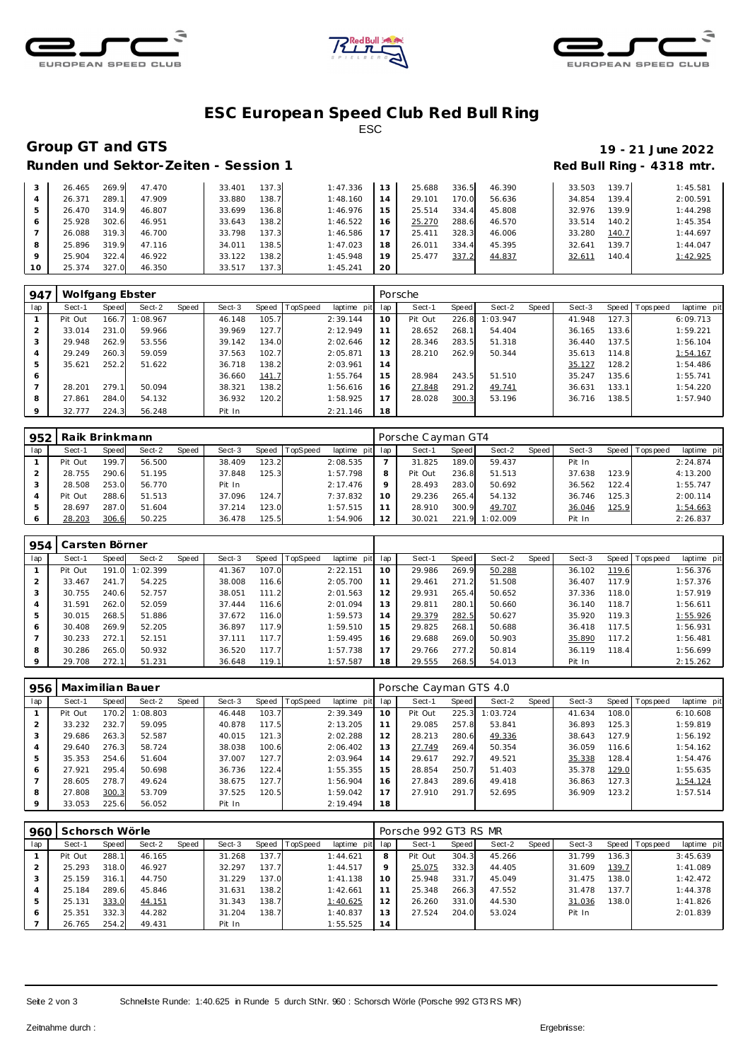# ESC European Speed Club Red Bull Ring

ESC

## Group GT and GTS

**19 - 21 June 2022**

### Runden und Sektor-Zeiten - Session 1

**Red Bull Ring - 4318 mtr.**

| lap | Sect-1 | Speed | Sect-2 | Speed | Sect-3 | Speed | TopSpeed | laptime pit | lap | Sect-1 | Speed | Sect-2 | Speed | Sect-3 | Speed | Topspeed | laptime pit |
|---|---|---|---|---|---|---|---|---|---|---|---|---|---|---|---|---|---|
| 3 | 26.465 | 269.9 | 47.470 | | 33.401 | 137.3 | | 1:47.336 | 13 | 25.688 | 336.5 | 46.390 | | 33.503 | 139.7 | | 1:45.581 |
| 4 | 26.371 | 289.1 | 47.909 | | 33.880 | 138.7 | | 1:48.160 | 14 | 29.101 | 170.0 | 56.636 | | 34.854 | 139.4 | | 2:00.591 |
| 5 | 26.470 | 314.9 | 46.807 | | 33.699 | 136.8 | | 1:46.976 | 15 | 25.514 | 334.4 | 45.808 | | 32.976 | 139.9 | | 1:44.298 |
| 6 | 25.928 | 302.6 | 46.951 | | 33.643 | 138.2 | | 1:46.522 | 16 | 25.270 | 288.6 | 46.570 | | 33.514 | 140.2 | | 1:45.354 |
| 7 | 26.088 | 319.3 | 46.700 | | 33.798 | 137.3 | | 1:46.586 | 17 | 25.411 | 328.3 | 46.006 | | 33.280 | 140.7 | | 1:44.697 |
| 8 | 25.896 | 319.9 | 47.116 | | 34.011 | 138.5 | | 1:47.023 | 18 | 26.011 | 334.4 | 45.395 | | 32.641 | 139.7 | | 1:44.047 |
| 9 | 25.904 | 322.4 | 46.922 | | 33.122 | 138.2 | | 1:45.948 | 19 | 25.477 | 337.2 | 44.837 | | 32.611 | 140.4 | | 1:42.925 |
| 10 | 25.374 | 327.0 | 46.350 | | 33.517 | 137.3 | | 1:45.241 | 20 | | | | | | | | |

| 947 | Wolfgang Ebster | | | | | | | | Porsche | | | | | | | | |
|---|---|---|---|---|---|---|---|---|---|---|---|---|---|---|---|---|---|
| lap | Sect-1 | Speed | Sect-2 | Speed | Sect-3 | Speed | TopSpeed | laptime pit | lap | Sect-1 | Speed | Sect-2 | Speed | Sect-3 | Speed | Topspeed | laptime pit |
| 1 | Pit Out | 166.7 | 1:08.967 | | 46.148 | 105.7 | | 2:39.134 | 10 | Pit Out | 226.8 | 1:03.947 | | 41.948 | 127.3 | | 6:09.713 |
| 2 | 33.014 | 231.0 | 59.966 | | 39.969 | 127.7 | | 2:12.949 | 11 | 28.652 | 268.1 | 54.404 | | 36.165 | 133.6 | | 1:59.221 |
| 3 | 29.948 | 262.9 | 53.556 | | 39.142 | 134.0 | | 2:02.646 | 12 | 28.346 | 283.5 | 51.318 | | 36.440 | 137.5 | | 1:56.104 |
| 4 | 29.249 | 260.3 | 59.059 | | 37.563 | 102.7 | | 2:05.871 | 13 | 28.210 | 262.9 | 50.344 | | 35.613 | 114.8 | | 1:54.167 |
| 5 | 35.621 | 252.2 | 51.622 | | 36.718 | 138.2 | | 2:03.961 | 14 | | | | | 35.127 | 128.2 | | 1:54.486 |
| 6 | | | | | 36.660 | 141.7 | | 1:55.764 | 15 | 28.984 | 243.5 | 51.510 | | 35.247 | 135.6 | | 1:55.741 |
| 7 | 28.201 | 279.1 | 50.094 | | 38.321 | 138.2 | | 1:56.616 | 16 | 27.848 | 291.2 | 49.741 | | 36.631 | 133.1 | | 1:54.220 |
| 8 | 27.861 | 284.0 | 54.132 | | 36.932 | 120.2 | | 1:58.925 | 17 | 28.028 | 300.3 | 53.196 | | 36.716 | 138.5 | | 1:57.940 |
| 9 | 32.777 | 224.3 | 56.248 | | Pit In | | | 2:21.146 | 18 | | | | | | | | |

| 952 | Raik Brinkmann | | | | | | | | Porsche Cayman GT4 | | | | | | | | |
|---|---|---|---|---|---|---|---|---|---|---|---|---|---|---|---|---|---|
| lap | Sect-1 | Speed | Sect-2 | Speed | Sect-3 | Speed | TopSpeed | laptime pit | lap | Sect-1 | Speed | Sect-2 | Speed | Sect-3 | Speed | Topspeed | laptime pit |
| 1 | Pit Out | 199.7 | 56.500 | | 38.409 | 123.2 | | 2:08.535 | 7 | 31.825 | 189.0 | 59.437 | | Pit In | | | 2:24.874 |
| 2 | 28.755 | 290.6 | 51.195 | | 37.848 | 125.3 | | 1:57.798 | 8 | Pit Out | 236.8 | 51.513 | | 37.638 | 123.9 | | 4:13.200 |
| 3 | 28.508 | 253.0 | 56.770 | | Pit In | | | 2:17.476 | 9 | 28.493 | 283.0 | 50.692 | | 36.562 | 122.4 | | 1:55.747 |
| 4 | Pit Out | 288.6 | 51.513 | | 37.096 | 124.7 | | 7:37.832 | 10 | 29.236 | 265.4 | 54.132 | | 36.746 | 125.3 | | 2:00.114 |
| 5 | 28.697 | 287.0 | 51.604 | | 37.214 | 123.0 | | 1:57.515 | 11 | 28.910 | 300.9 | 49.707 | | 36.046 | 125.9 | | 1:54.663 |
| 6 | 28.203 | 306.6 | 50.225 | | 36.478 | 125.5 | | 1:54.906 | 12 | 30.021 | 221.9 | 1:02.009 | | Pit In | | | 2:26.837 |

| 954 | Carsten Börner | | | | | | | | | | | | | | | | |
|---|---|---|---|---|---|---|---|---|---|---|---|---|---|---|---|---|---|
| lap | Sect-1 | Speed | Sect-2 | Speed | Sect-3 | Speed | TopSpeed | laptime pit | lap | Sect-1 | Speed | Sect-2 | Speed | Sect-3 | Speed | Topspeed | laptime pit |
| 1 | Pit Out | 191.0 | 1:02.399 | | 41.367 | 107.0 | | 2:22.151 | 10 | 29.986 | 269.9 | 50.288 | | 36.102 | 119.6 | | 1:56.376 |
| 2 | 33.467 | 241.7 | 54.225 | | 38.008 | 116.6 | | 2:05.700 | 11 | 29.461 | 271.2 | 51.508 | | 36.407 | 117.9 | | 1:57.376 |
| 3 | 30.755 | 240.6 | 52.757 | | 38.051 | 111.2 | | 2:01.563 | 12 | 29.931 | 265.4 | 50.652 | | 37.336 | 118.0 | | 1:57.919 |
| 4 | 31.591 | 262.0 | 52.059 | | 37.444 | 116.6 | | 2:01.094 | 13 | 29.811 | 280.1 | 50.660 | | 36.140 | 118.7 | | 1:56.611 |
| 5 | 30.015 | 268.5 | 51.886 | | 37.672 | 116.0 | | 1:59.573 | 14 | 29.379 | 282.5 | 50.627 | | 35.920 | 119.3 | | 1:55.926 |
| 6 | 30.408 | 269.9 | 52.205 | | 36.897 | 117.9 | | 1:59.510 | 15 | 29.825 | 268.1 | 50.688 | | 36.418 | 117.5 | | 1:56.931 |
| 7 | 30.233 | 272.1 | 52.151 | | 37.111 | 117.7 | | 1:59.495 | 16 | 29.688 | 269.0 | 50.903 | | 35.890 | 117.2 | | 1:56.481 |
| 8 | 30.286 | 265.0 | 50.932 | | 36.520 | 117.7 | | 1:57.738 | 17 | 29.766 | 277.2 | 50.814 | | 36.119 | 118.4 | | 1:56.699 |
| 9 | 29.708 | 272.1 | 51.231 | | 36.648 | 119.1 | | 1:57.587 | 18 | 29.555 | 268.5 | 54.013 | | Pit In | | | 2:15.262 |

| 956 | Maximilian Bauer | | | | | | | | Porsche Cayman GTS 4.0 | | | | | | | | |
|---|---|---|---|---|---|---|---|---|---|---|---|---|---|---|---|---|---|
| lap | Sect-1 | Speed | Sect-2 | Speed | Sect-3 | Speed | TopSpeed | laptime pit | lap | Sect-1 | Speed | Sect-2 | Speed | Sect-3 | Speed | Topspeed | laptime pit |
| 1 | Pit Out | 170.2 | 1:08.803 | | 46.448 | 103.7 | | 2:39.349 | 10 | Pit Out | 225.3 | 1:03.724 | | 41.634 | 108.0 | | 6:10.608 |
| 2 | 33.232 | 232.7 | 59.095 | | 40.878 | 117.5 | | 2:13.205 | 11 | 29.085 | 257.8 | 53.841 | | 36.893 | 125.3 | | 1:59.819 |
| 3 | 29.686 | 263.3 | 52.587 | | 40.015 | 121.3 | | 2:02.288 | 12 | 28.213 | 280.6 | 49.336 | | 38.643 | 127.9 | | 1:56.192 |
| 4 | 29.640 | 276.3 | 58.724 | | 38.038 | 100.6 | | 2:06.402 | 13 | 27.749 | 269.4 | 50.354 | | 36.059 | 116.6 | | 1:54.162 |
| 5 | 35.353 | 254.6 | 51.604 | | 37.007 | 127.7 | | 2:03.964 | 14 | 29.617 | 292.7 | 49.521 | | 35.338 | 128.4 | | 1:54.476 |
| 6 | 27.921 | 295.4 | 50.698 | | 36.736 | 122.4 | | 1:55.355 | 15 | 28.854 | 250.7 | 51.403 | | 35.378 | 129.0 | | 1:55.635 |
| 7 | 28.605 | 278.7 | 49.624 | | 38.675 | 127.7 | | 1:56.904 | 16 | 27.843 | 289.6 | 49.418 | | 36.863 | 127.3 | | 1:54.124 |
| 8 | 27.808 | 300.3 | 53.709 | | 37.525 | 120.5 | | 1:59.042 | 17 | 27.910 | 291.7 | 52.695 | | 36.909 | 123.2 | | 1:57.514 |
| 9 | 33.053 | 225.6 | 56.052 | | Pit In | | | 2:19.494 | 18 | | | | | | | | |

| 960 | Schorsch Wörle | | | | | | | | Porsche 992 GT3 RS MR | | | | | | | | |
|---|---|---|---|---|---|---|---|---|---|---|---|---|---|---|---|---|---|
| lap | Sect-1 | Speed | Sect-2 | Speed | Sect-3 | Speed | TopSpeed | laptime pit | lap | Sect-1 | Speed | Sect-2 | Speed | Sect-3 | Speed | Topspeed | laptime pit |
| 1 | Pit Out | 288.1 | 46.165 | | 31.268 | 137.7 | | 1:44.621 | 8 | Pit Out | 304.3 | 45.266 | | 31.799 | 136.3 | | 3:45.639 |
| 2 | 25.293 | 318.0 | 46.927 | | 32.297 | 137.7 | | 1:44.517 | 9 | 25.075 | 332.3 | 44.405 | | 31.609 | 139.7 | | 1:41.089 |
| 3 | 25.159 | 316.1 | 44.750 | | 31.229 | 137.0 | | 1:41.138 | 10 | 25.948 | 331.7 | 45.049 | | 31.475 | 138.0 | | 1:42.472 |
| 4 | 25.184 | 289.6 | 45.846 | | 31.631 | 138.2 | | 1:42.661 | 11 | 25.348 | 266.3 | 47.552 | | 31.478 | 137.7 | | 1:44.378 |
| 5 | 25.131 | 333.0 | 44.151 | | 31.343 | 138.7 | | 1:40.625 | 12 | 26.260 | 331.0 | 44.530 | | 31.036 | 138.0 | | 1:41.826 |
| 6 | 25.351 | 332.3 | 44.282 | | 31.204 | 138.7 | | 1:40.837 | 13 | 27.524 | 204.0 | 53.024 | | Pit In | | | 2:01.839 |
| 7 | 26.765 | 254.2 | 49.431 | | Pit In | | | 1:55.525 | 14 | | | | | | | | |

Schnellste Runde: 1:40.625 in Runde 5 durch StNr. 960 : Schorsch Wörle (Porsche 992 GT3 RS MR)

Zeitnahme durch :

Ergebnisse: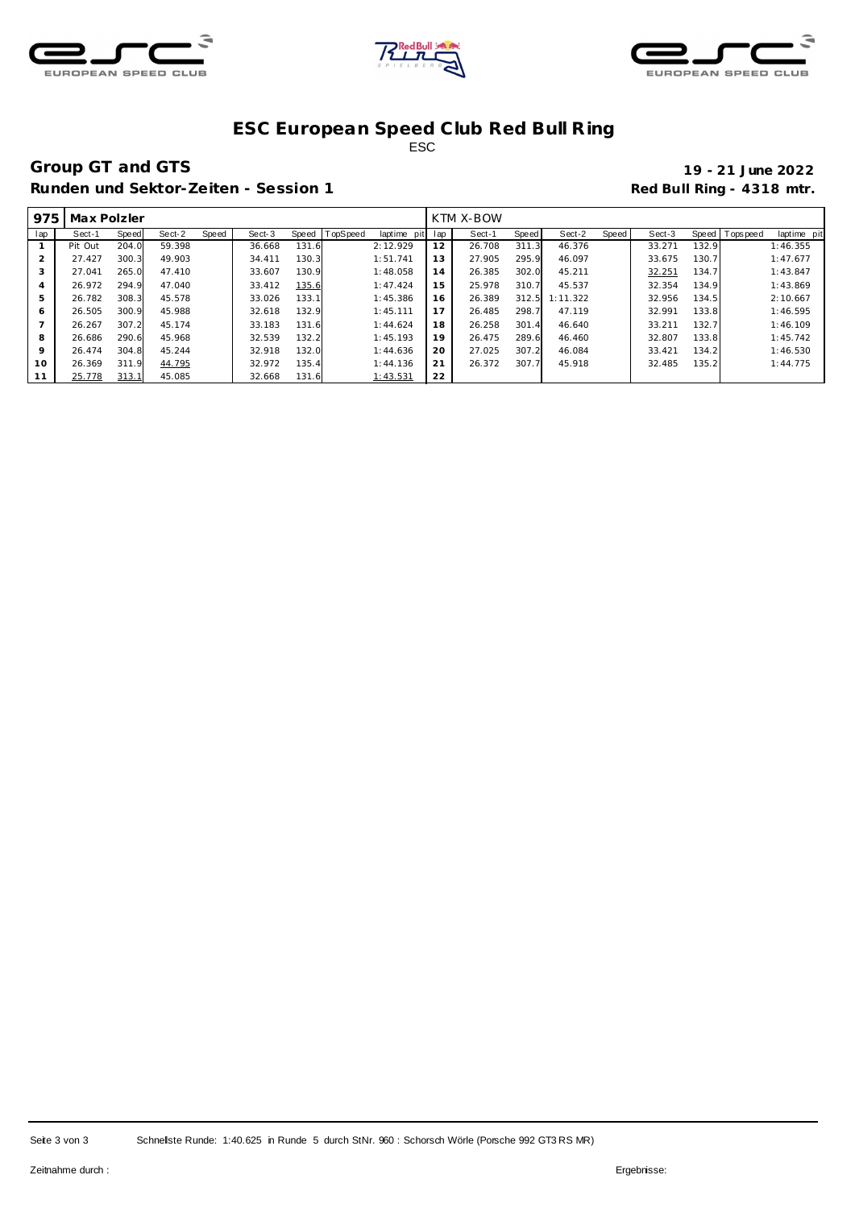# ESC European Speed Club Red Bull Ring

ESC

**Group GT and GTS** **19 - 21 June 2022**

**Runden und Sektor-Zeiten - Session 1** **Red Bull Ring - 4318 mtr.**

| 975 | Max Polzler | | | | | | | | | KTM X-BOW | | | | | | | | |
|---|---|---|---|---|---|---|---|---|---|---|---|---|---|---|---|---|---|---|
| lap | Sect-1 | Speed | Sect-2 | Speed | Sect-3 | Speed | TopSpeed | laptime pit | lap | Sect-1 | Speed | Sect-2 | Speed | Sect-3 | Speed | Topspeed | laptime pit |
| 1 | Pit Out | 204.0 | 59.398 | | 36.668 | 131.6 | | 2:12.929 | 12 | 26.708 | 311.3 | 46.376 | | 33.271 | 132.9 | | 1:46.355 |
| 2 | 27.427 | 300.3 | 49.903 | | 34.411 | 130.3 | | 1:51.741 | 13 | 27.905 | 295.9 | 46.097 | | 33.675 | 130.7 | | 1:47.677 |
| 3 | 27.041 | 265.0 | 47.410 | | 33.607 | 130.9 | | 1:48.058 | 14 | 26.385 | 302.0 | 45.211 | | 32.251 | 134.7 | | 1:43.847 |
| 4 | 26.972 | 294.9 | 47.040 | | 33.412 | 135.6 | | 1:47.424 | 15 | 25.978 | 310.7 | 45.537 | | 32.354 | 134.9 | | 1:43.869 |
| 5 | 26.782 | 308.3 | 45.578 | | 33.026 | 133.1 | | 1:45.386 | 16 | 26.389 | 312.5 | 1:11.322 | | 32.956 | 134.5 | | 2:10.667 |
| 6 | 26.505 | 300.9 | 45.988 | | 32.618 | 132.9 | | 1:45.111 | 17 | 26.485 | 298.7 | 47.119 | | 32.991 | 133.8 | | 1:46.595 |
| 7 | 26.267 | 307.2 | 45.174 | | 33.183 | 131.6 | | 1:44.624 | 18 | 26.258 | 301.4 | 46.640 | | 33.211 | 132.7 | | 1:46.109 |
| 8 | 26.686 | 290.6 | 45.968 | | 32.539 | 132.2 | | 1:45.193 | 19 | 26.475 | 289.6 | 46.460 | | 32.807 | 133.8 | | 1:45.742 |
| 9 | 26.474 | 304.8 | 45.244 | | 32.918 | 132.0 | | 1:44.636 | 20 | 27.025 | 307.2 | 46.084 | | 33.421 | 134.2 | | 1:46.530 |
| 10 | 26.369 | 311.9 | 44.795 | | 32.972 | 135.4 | | 1:44.136 | 21 | 26.372 | 307.7 | 45.918 | | 32.485 | 135.2 | | 1:44.775 |
| 11 | 25.778 | 313.1 | 45.085 | | 32.668 | 131.6 | | 1:43.531 | 22 | | | | | | | | |

Schnellste Runde: 1:40.625 in Runde 5 durch StNr. 960 : Schorsch Wörle (Porsche 992 GT3 RS MR)

Zeitnahme durch :

Ergebnisse: